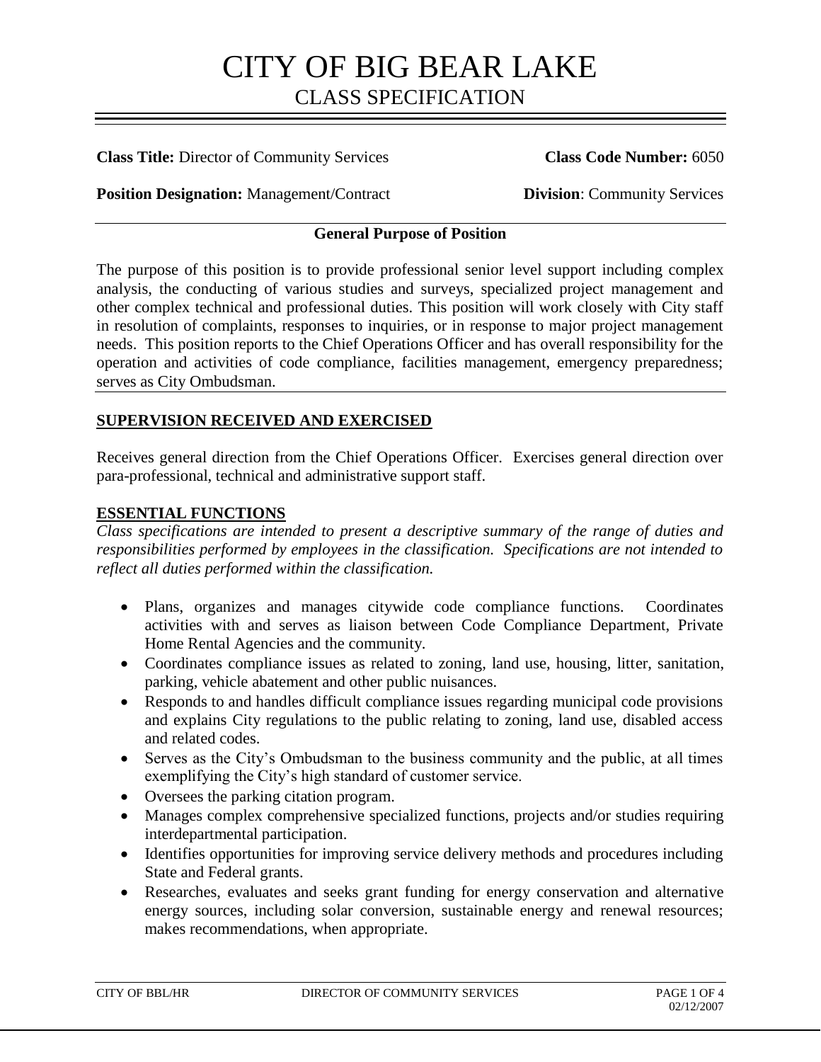# CITY OF BIG BEAR LAKE

## CLASS SPECIFICATION

**Class Title:** Director of Community Services **Class Code Number:** 6050

**Position Designation:** Management/Contract **Division**: Community Services

**General Purpose of Position**

The purpose of this position is to provide professional senior level support including complex analysis, the conducting of various studies and surveys, specialized project management and other complex technical and professional duties. This position will work closely with City staff in resolution of complaints, responses to inquiries, or in response to major project management needs. This position reports to the Chief Operations Officer and has overall responsibility for the operation and activities of code compliance, facilities management, emergency preparedness; serves as City Ombudsman.

### SUPERVISION RECEIVED AND EXERCISED

Receives general direction from the Chief Operations Officer. Exercises general direction over para-professional, technical and administrative support staff.

### ESSENTIAL FUNCTIONS

*Class specifications are intended to present a descriptive summary of the range of duties and responsibilities performed by employees in the classification. Specifications are not intended to reflect all duties performed within the classification.*

- Plans, organizes and manages citywide code compliance functions. Coordinates activities with and serves as liaison between Code Compliance Department, Private Home Rental Agencies and the community.
- Coordinates compliance issues as related to zoning, land use, housing, litter, sanitation, parking, vehicle abatement and other public nuisances.
- Responds to and handles difficult compliance issues regarding municipal code provisions and explains City regulations to the public relating to zoning, land use, disabled access and related codes.
- Serves as the City's Ombudsman to the business community and the public, at all times exemplifying the City's high standard of customer service.
- Oversees the parking citation program.
- Manages complex comprehensive specialized functions, projects and/or studies requiring interdepartmental participation.
- Identifies opportunities for improving service delivery methods and procedures including State and Federal grants.
- Researches, evaluates and seeks grant funding for energy conservation and alternative energy sources, including solar conversion, sustainable energy and renewal resources; makes recommendations, when appropriate.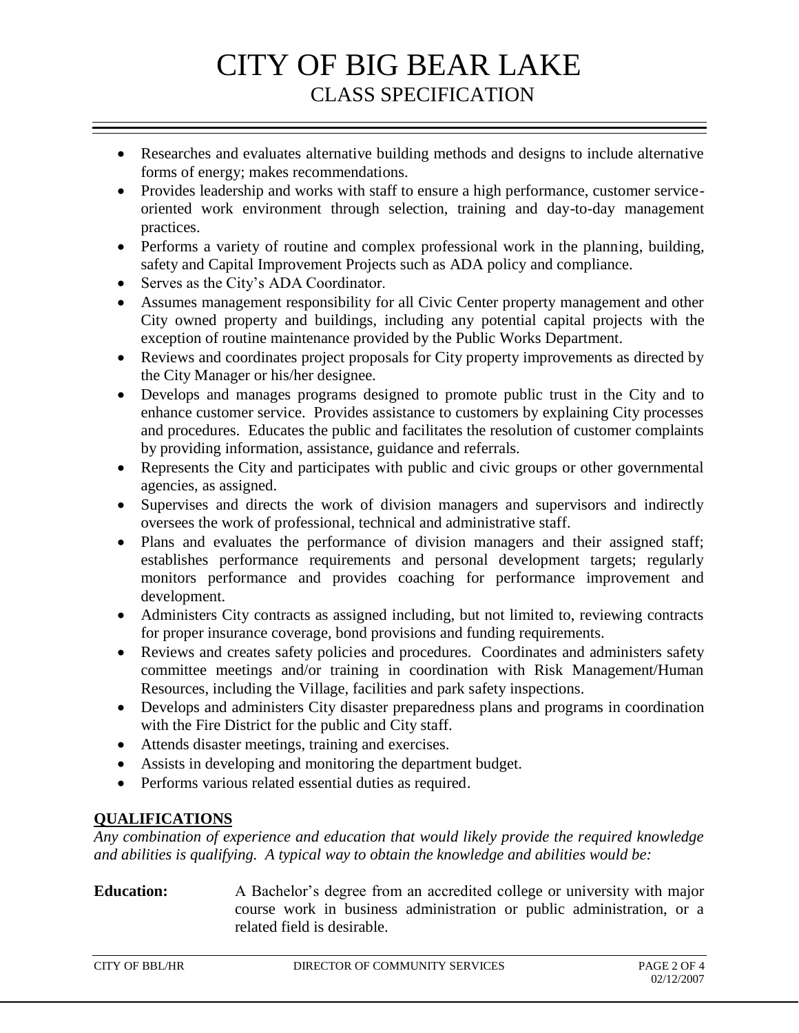- Researches and evaluates alternative building methods and designs to include alternative forms of energy; makes recommendations.
- Provides leadership and works with staff to ensure a high performance, customer service-oriented work environment through selection, training and day-to-day management practices.
- Performs a variety of routine and complex professional work in the planning, building, safety and Capital Improvement Projects such as ADA policy and compliance.
- Serves as the City's ADA Coordinator.
- Assumes management responsibility for all Civic Center property management and other City owned property and buildings, including any potential capital projects with the exception of routine maintenance provided by the Public Works Department.
- Reviews and coordinates project proposals for City property improvements as directed by the City Manager or his/her designee.
- Develops and manages programs designed to promote public trust in the City and to enhance customer service. Provides assistance to customers by explaining City processes and procedures. Educates the public and facilitates the resolution of customer complaints by providing information, assistance, guidance and referrals.
- Represents the City and participates with public and civic groups or other governmental agencies, as assigned.
- Supervises and directs the work of division managers and supervisors and indirectly oversees the work of professional, technical and administrative staff.
- Plans and evaluates the performance of division managers and their assigned staff; establishes performance requirements and personal development targets; regularly monitors performance and provides coaching for performance improvement and development.
- Administers City contracts as assigned including, but not limited to, reviewing contracts for proper insurance coverage, bond provisions and funding requirements.
- Reviews and creates safety policies and procedures. Coordinates and administers safety committee meetings and/or training in coordination with Risk Management/Human Resources, including the Village, facilities and park safety inspections.
- Develops and administers City disaster preparedness plans and programs in coordination with the Fire District for the public and City staff.
- Attends disaster meetings, training and exercises.
- Assists in developing and monitoring the department budget.
- Performs various related essential duties as required.

## QUALIFICATIONS

*Any combination of experience and education that would likely provide the required knowledge and abilities is qualifying. A typical way to obtain the knowledge and abilities would be:*

**Education:** A Bachelor's degree from an accredited college or university with major course work in business administration or public administration, or a related field is desirable.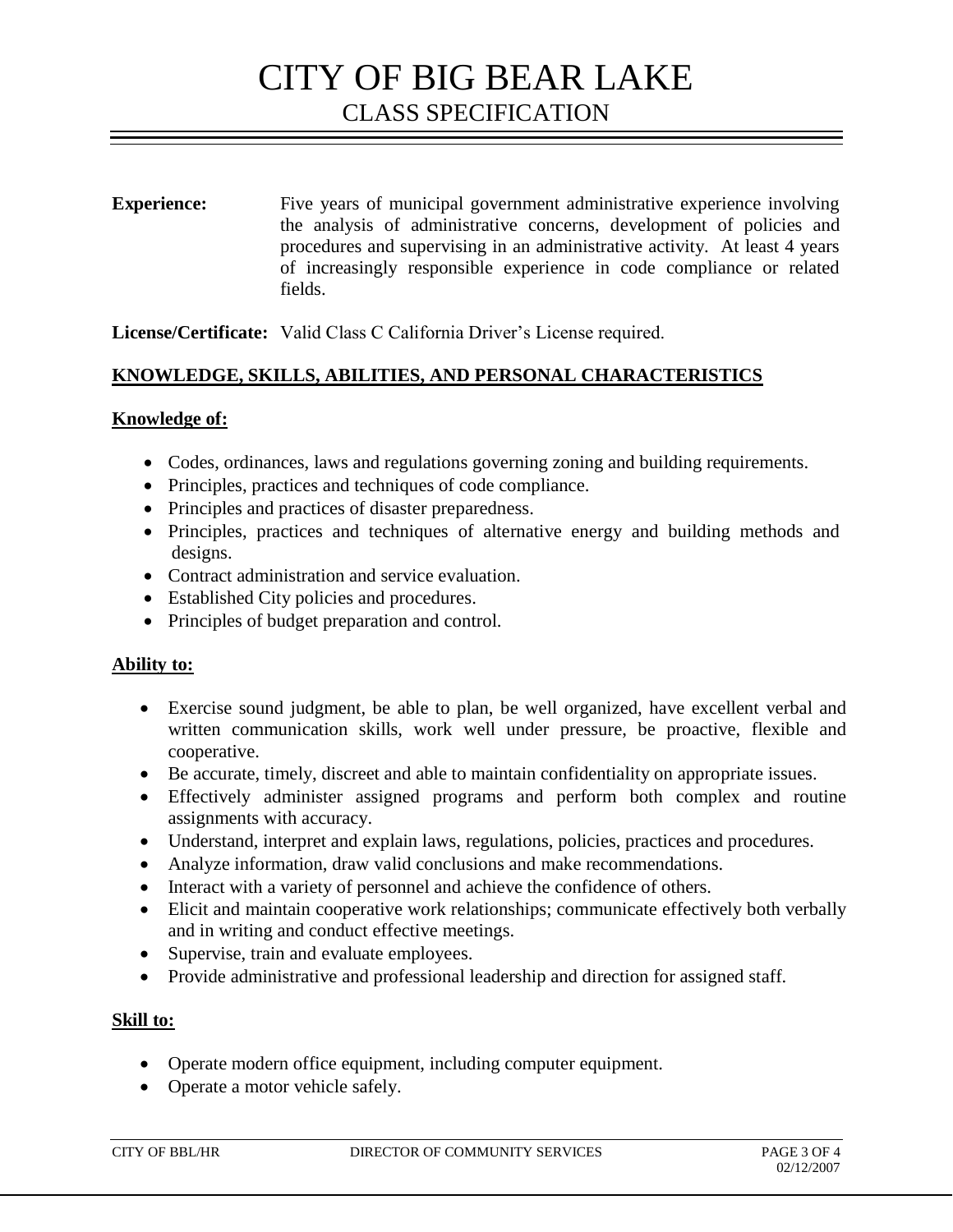**Experience:** Five years of municipal government administrative experience involving the analysis of administrative concerns, development of policies and procedures and supervising in an administrative activity. At least 4 years of increasingly responsible experience in code compliance or related fields.

**License/Certificate:** Valid Class C California Driver's License required.

## KNOWLEDGE, SKILLS, ABILITIES, AND PERSONAL CHARACTERISTICS

### Knowledge of:

- Codes, ordinances, laws and regulations governing zoning and building requirements.
- Principles, practices and techniques of code compliance.
- Principles and practices of disaster preparedness.
- Principles, practices and techniques of alternative energy and building methods and designs.
- Contract administration and service evaluation.
- Established City policies and procedures.
- Principles of budget preparation and control.

### Ability to:

- Exercise sound judgment, be able to plan, be well organized, have excellent verbal and written communication skills, work well under pressure, be proactive, flexible and cooperative.
- Be accurate, timely, discreet and able to maintain confidentiality on appropriate issues.
- Effectively administer assigned programs and perform both complex and routine assignments with accuracy.
- Understand, interpret and explain laws, regulations, policies, practices and procedures.
- Analyze information, draw valid conclusions and make recommendations.
- Interact with a variety of personnel and achieve the confidence of others.
- Elicit and maintain cooperative work relationships; communicate effectively both verbally and in writing and conduct effective meetings.
- Supervise, train and evaluate employees.
- Provide administrative and professional leadership and direction for assigned staff.

### Skill to:

- Operate modern office equipment, including computer equipment.
- Operate a motor vehicle safely.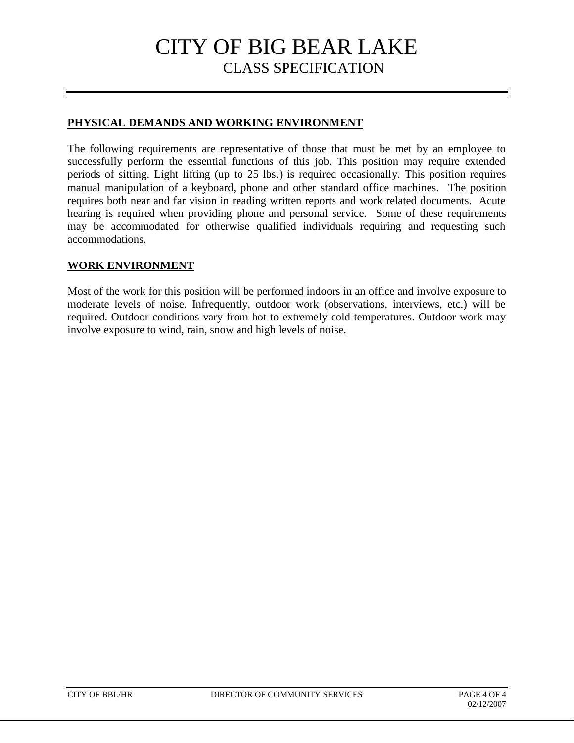## PHYSICAL DEMANDS AND WORKING ENVIRONMENT

The following requirements are representative of those that must be met by an employee to successfully perform the essential functions of this job. This position may require extended periods of sitting. Light lifting (up to 25 lbs.) is required occasionally. This position requires manual manipulation of a keyboard, phone and other standard office machines. The position requires both near and far vision in reading written reports and work related documents. Acute hearing is required when providing phone and personal service. Some of these requirements may be accommodated for otherwise qualified individuals requiring and requesting such accommodations.

## WORK ENVIRONMENT

Most of the work for this position will be performed indoors in an office and involve exposure to moderate levels of noise. Infrequently, outdoor work (observations, interviews, etc.) will be required. Outdoor conditions vary from hot to extremely cold temperatures. Outdoor work may involve exposure to wind, rain, snow and high levels of noise.